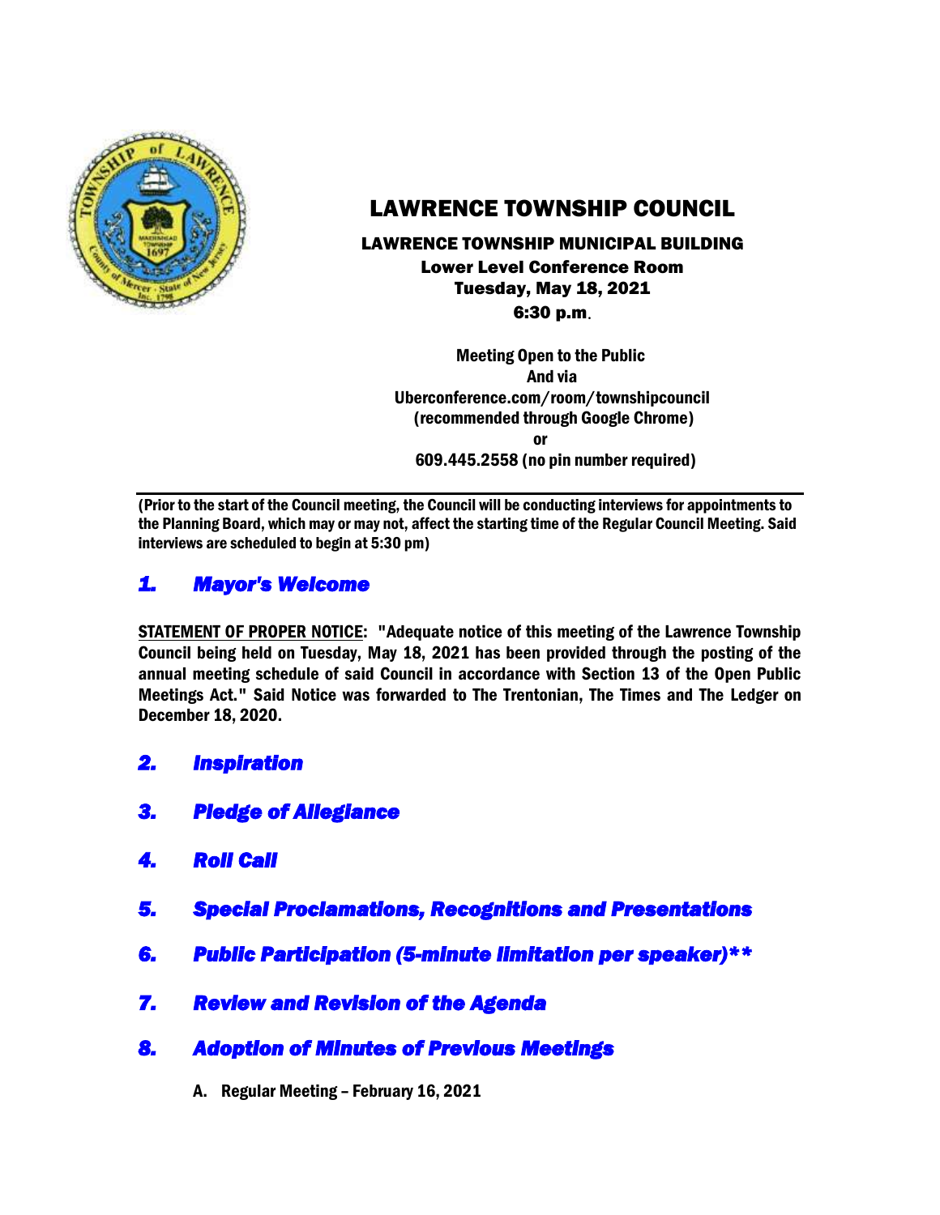# LAWRENCE TOWNSHIP COUNCIL

**LAWRENCE TOWNSHIP MUNICIPAL BUILDING**
**Lower Level Conference Room**
**Tuesday, May 18, 2021**
**6:30 p.m.**

**Meeting Open to the Public**
**And via**
**Uberconference.com/room/townshipcouncil**
**(recommended through Google Chrome)**
**or**
**609.445.2558 (no pin number required)**

---

**(Prior to the start of the Council meeting, the Council will be conducting interviews for appointments to the Planning Board, which may or may not, affect the starting time of the Regular Council Meeting. Said interviews are scheduled to begin at 5:30 pm)**

## *1. Mayor's Welcome*

**STATEMENT OF PROPER NOTICE: "Adequate notice of this meeting of the Lawrence Township Council being held on Tuesday, May 18, 2021 has been provided through the posting of the annual meeting schedule of said Council in accordance with Section 13 of the Open Public Meetings Act." Said Notice was forwarded to The Trentonian, The Times and The Ledger on December 18, 2020.**

## *2. Inspiration*

## *3. Pledge of Allegiance*

## *4. Roll Call*

## *5. Special Proclamations, Recognitions and Presentations*

## *6. Public Participation (5-minute limitation per speaker)\*\**

## *7. Review and Revision of the Agenda*

## *8. Adoption of Minutes of Previous Meetings*

A. **Regular Meeting – February 16, 2021**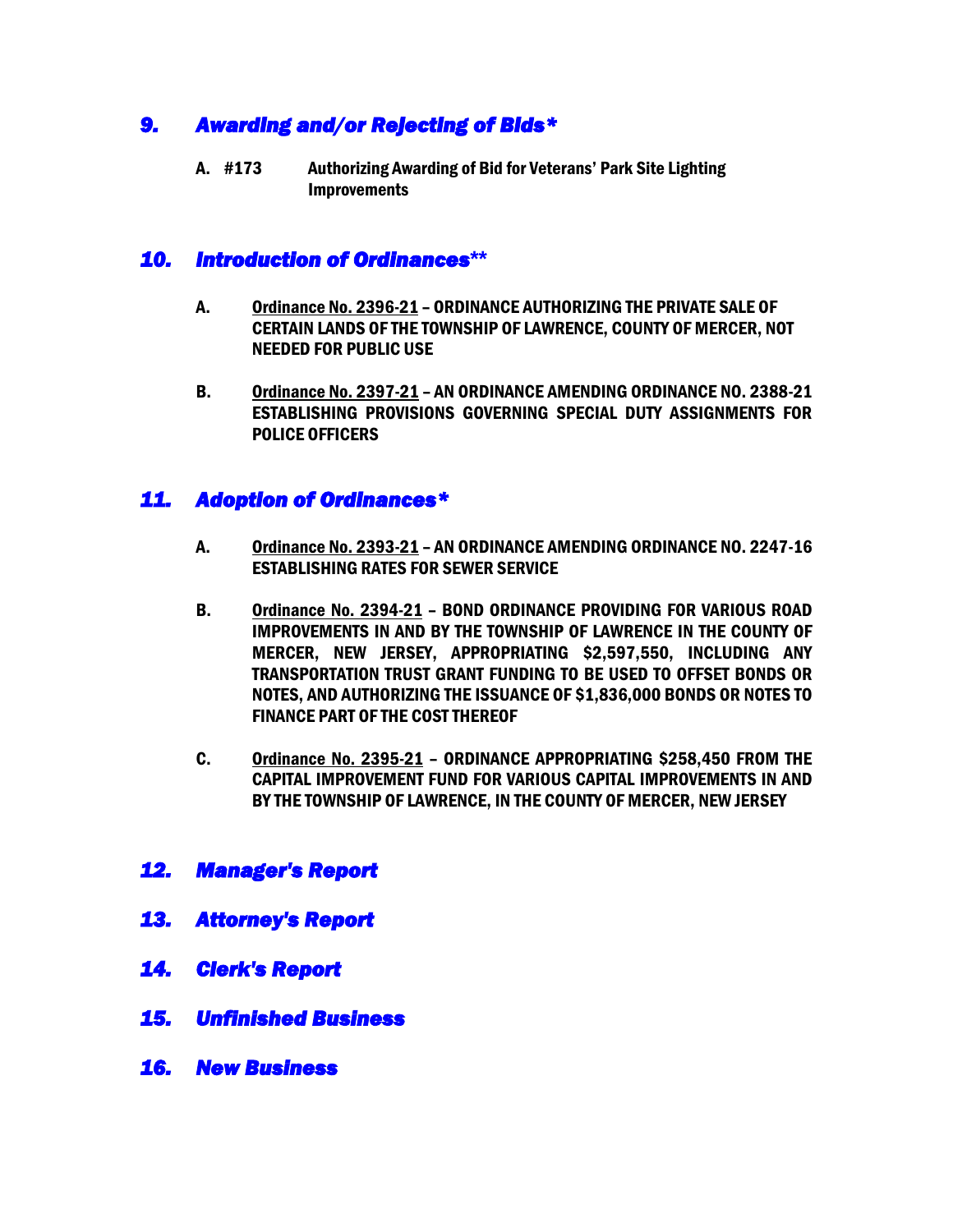## *9. Awarding and/or Rejecting of Bids**

A. #173 Authorizing Awarding of Bid for Veterans' Park Site Lighting Improvements

## *10. Introduction of Ordinances***

A. Ordinance No. 2396-21 – ORDINANCE AUTHORIZING THE PRIVATE SALE OF CERTAIN LANDS OF THE TOWNSHIP OF LAWRENCE, COUNTY OF MERCER, NOT NEEDED FOR PUBLIC USE

B. Ordinance No. 2397-21 – AN ORDINANCE AMENDING ORDINANCE NO. 2388-21 ESTABLISHING PROVISIONS GOVERNING SPECIAL DUTY ASSIGNMENTS FOR POLICE OFFICERS

## *11. Adoption of Ordinances**

A. Ordinance No. 2393-21 – AN ORDINANCE AMENDING ORDINANCE NO. 2247-16 ESTABLISHING RATES FOR SEWER SERVICE

B. Ordinance No. 2394-21 – BOND ORDINANCE PROVIDING FOR VARIOUS ROAD IMPROVEMENTS IN AND BY THE TOWNSHIP OF LAWRENCE IN THE COUNTY OF MERCER, NEW JERSEY, APPROPRIATING $2,597,550, INCLUDING ANY TRANSPORTATION TRUST GRANT FUNDING TO BE USED TO OFFSET BONDS OR NOTES, AND AUTHORIZING THE ISSUANCE OF $1,836,000 BONDS OR NOTES TO FINANCE PART OF THE COST THEREOF

C. Ordinance No. 2395-21 – ORDINANCE APPROPRIATING $258,450 FROM THE CAPITAL IMPROVEMENT FUND FOR VARIOUS CAPITAL IMPROVEMENTS IN AND BY THE TOWNSHIP OF LAWRENCE, IN THE COUNTY OF MERCER, NEW JERSEY

## *12. Manager's Report*

## *13. Attorney's Report*

## *14. Clerk's Report*

## *15. Unfinished Business*

## *16. New Business*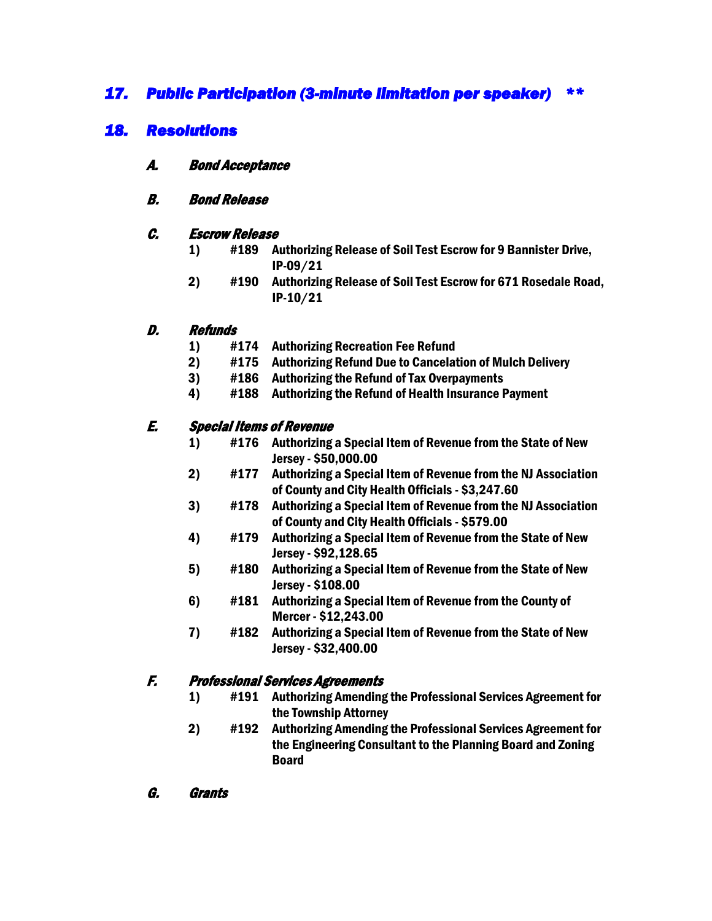## *17. Public Participation (3-minute limitation per speaker) \*\**

## *18. Resolutions*

### *A. Bond Acceptance*

### *B. Bond Release*

### *C. Escrow Release*

1) **#189 Authorizing Release of Soil Test Escrow for 9 Bannister Drive, IP-09/21**
2) **#190 Authorizing Release of Soil Test Escrow for 671 Rosedale Road, IP-10/21**

### *D. Refunds*

1) **#174 Authorizing Recreation Fee Refund**
2) **#175 Authorizing Refund Due to Cancelation of Mulch Delivery**
3) **#186 Authorizing the Refund of Tax Overpayments**
4) **#188 Authorizing the Refund of Health Insurance Payment**

### *E. Special Items of Revenue*

1) **#176 Authorizing a Special Item of Revenue from the State of New Jersey - $50,000.00**
2) **#177 Authorizing a Special Item of Revenue from the NJ Association of County and City Health Officials - $3,247.60**
3) **#178 Authorizing a Special Item of Revenue from the NJ Association of County and City Health Officials - $579.00**
4) **#179 Authorizing a Special Item of Revenue from the State of New Jersey - $92,128.65**
5) **#180 Authorizing a Special Item of Revenue from the State of New Jersey - $108.00**
6) **#181 Authorizing a Special Item of Revenue from the County of Mercer - $12,243.00**
7) **#182 Authorizing a Special Item of Revenue from the State of New Jersey - $32,400.00**

### *F. Professional Services Agreements*

1) **#191 Authorizing Amending the Professional Services Agreement for the Township Attorney**
2) **#192 Authorizing Amending the Professional Services Agreement for the Engineering Consultant to the Planning Board and Zoning Board**

### *G. Grants*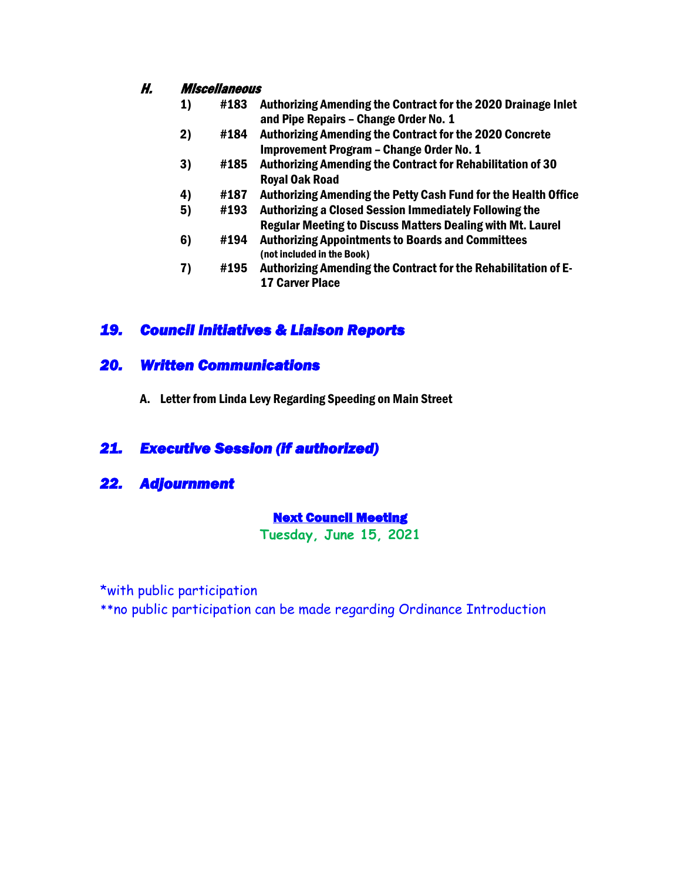### H. Miscellaneous

1) #183 **Authorizing Amending the Contract for the 2020 Drainage Inlet and Pipe Repairs – Change Order No. 1**
2) #184 **Authorizing Amending the Contract for the 2020 Concrete Improvement Program – Change Order No. 1**
3) #185 **Authorizing Amending the Contract for Rehabilitation of 30 Royal Oak Road**
4) #187 **Authorizing Amending the Petty Cash Fund for the Health Office**
5) #193 **Authorizing a Closed Session Immediately Following the Regular Meeting to Discuss Matters Dealing with Mt. Laurel**
6) #194 **Authorizing Appointments to Boards and Committees** (not included in the Book)
7) #195 **Authorizing Amending the Contract for the Rehabilitation of E-17 Carver Place**

## 19. Council Initiatives & Liaison Reports

## 20. Written Communications

A. **Letter from Linda Levy Regarding Speeding on Main Street**

## 21. Executive Session (if authorized)

## 22. Adjournment

**Next Council Meeting**

Tuesday, June 15, 2021

*with public participation

**no public participation can be made regarding Ordinance Introduction